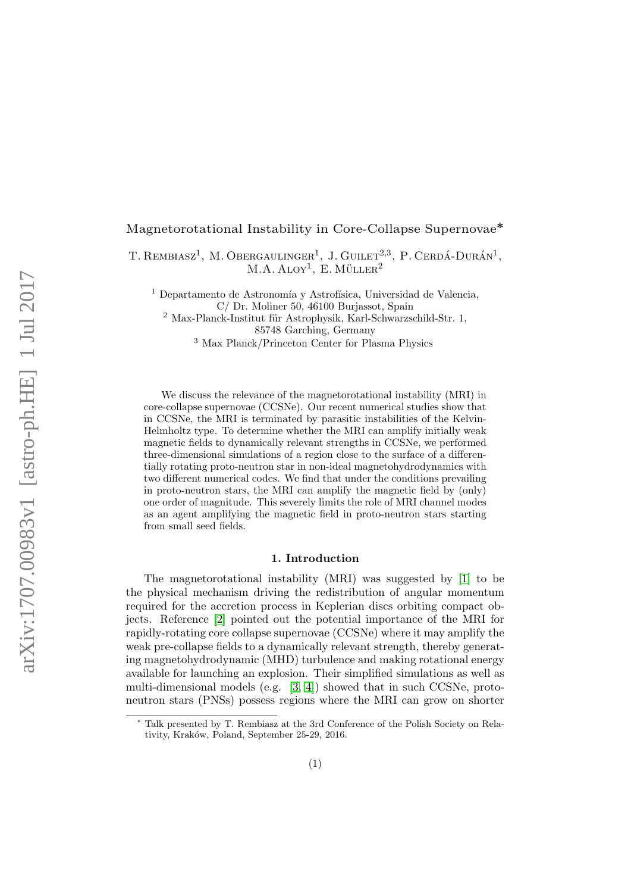# Magnetorotational Instability in Core-Collapse Supernovae*

T. Rembiasz[1], M. Obergaulinger[1], J. Guilet[2,3], P. Cerdá-Durán[1], M.A. Aloy[1], E. Müller[2]

[1] Departamento de Astronomía y Astrofísica, Universidad de Valencia, C/ Dr. Moliner 50, 46100 Burjassot, Spain
[2] Max-Planck-Institut für Astrophysik, Karl-Schwarzschild-Str. 1, 85748 Garching, Germany
[3] Max Planck/Princeton Center for Plasma Physics

We discuss the relevance of the magnetorotational instability (MRI) in core-collapse supernovae (CCSNe). Our recent numerical studies show that in CCSNe, the MRI is terminated by parasitic instabilities of the Kelvin-Helmholtz type. To determine whether the MRI can amplify initially weak magnetic fields to dynamically relevant strengths in CCSNe, we performed three-dimensional simulations of a region close to the surface of a differentially rotating proto-neutron star in non-ideal magnetohydrodynamics with two different numerical codes. We find that under the conditions prevailing in proto-neutron stars, the MRI can amplify the magnetic field by (only) one order of magnitude. This severely limits the role of MRI channel modes as an agent amplifying the magnetic field in proto-neutron stars starting from small seed fields.

## 1. Introduction

The magnetorotational instability (MRI) was suggested by [1] to be the physical mechanism driving the redistribution of angular momentum required for the accretion process in Keplerian discs orbiting compact objects. Reference [2] pointed out the potential importance of the MRI for rapidly-rotating core collapse supernovae (CCSNe) where it may amplify the weak pre-collapse fields to a dynamically relevant strength, thereby generating magnetohydrodynamic (MHD) turbulence and making rotational energy available for launching an explosion. Their simplified simulations as well as multi-dimensional models (e.g. [3, 4]) showed that in such CCSNe, proto-neutron stars (PNSs) possess regions where the MRI can grow on shorter

* Talk presented by T. Rembiasz at the 3rd Conference of the Polish Society on Relativity, Kraków, Poland, September 25-29, 2016.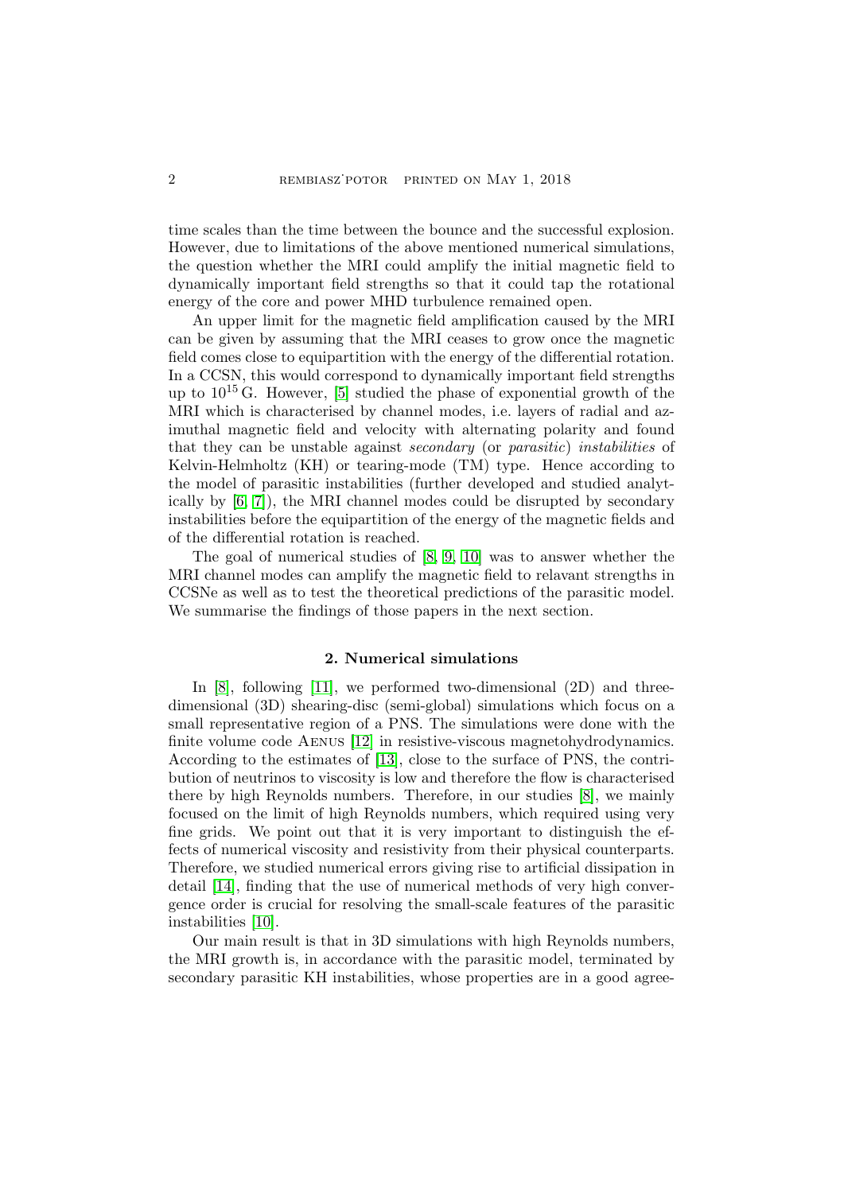time scales than the time between the bounce and the successful explosion. However, due to limitations of the above mentioned numerical simulations, the question whether the MRI could amplify the initial magnetic field to dynamically important field strengths so that it could tap the rotational energy of the core and power MHD turbulence remained open.

An upper limit for the magnetic field amplification caused by the MRI can be given by assuming that the MRI ceases to grow once the magnetic field comes close to equipartition with the energy of the differential rotation. In a CCSN, this would correspond to dynamically important field strengths up to $10^{15}$ G. However, [5] studied the phase of exponential growth of the MRI which is characterised by channel modes, i.e. layers of radial and azimuthal magnetic field and velocity with alternating polarity and found that they can be unstable against *secondary* (or *parasitic*) *instabilities* of Kelvin-Helmholtz (KH) or tearing-mode (TM) type. Hence according to the model of parasitic instabilities (further developed and studied analytically by [6, 7]), the MRI channel modes could be disrupted by secondary instabilities before the equipartition of the energy of the magnetic fields and of the differential rotation is reached.

The goal of numerical studies of [8, 9, 10] was to answer whether the MRI channel modes can amplify the magnetic field to relavant strengths in CCSNe as well as to test the theoretical predictions of the parasitic model. We summarise the findings of those papers in the next section.

## 2. Numerical simulations

In [8], following [11], we performed two-dimensional (2D) and three-dimensional (3D) shearing-disc (semi-global) simulations which focus on a small representative region of a PNS. The simulations were done with the finite volume code Aenus [12] in resistive-viscous magnetohydrodynamics. According to the estimates of [13], close to the surface of PNS, the contribution of neutrinos to viscosity is low and therefore the flow is characterised there by high Reynolds numbers. Therefore, in our studies [8], we mainly focused on the limit of high Reynolds numbers, which required using very fine grids. We point out that it is very important to distinguish the effects of numerical viscosity and resistivity from their physical counterparts. Therefore, we studied numerical errors giving rise to artificial dissipation in detail [14], finding that the use of numerical methods of very high convergence order is crucial for resolving the small-scale features of the parasitic instabilities [10].

Our main result is that in 3D simulations with high Reynolds numbers, the MRI growth is, in accordance with the parasitic model, terminated by secondary parasitic KH instabilities, whose properties are in a good agree-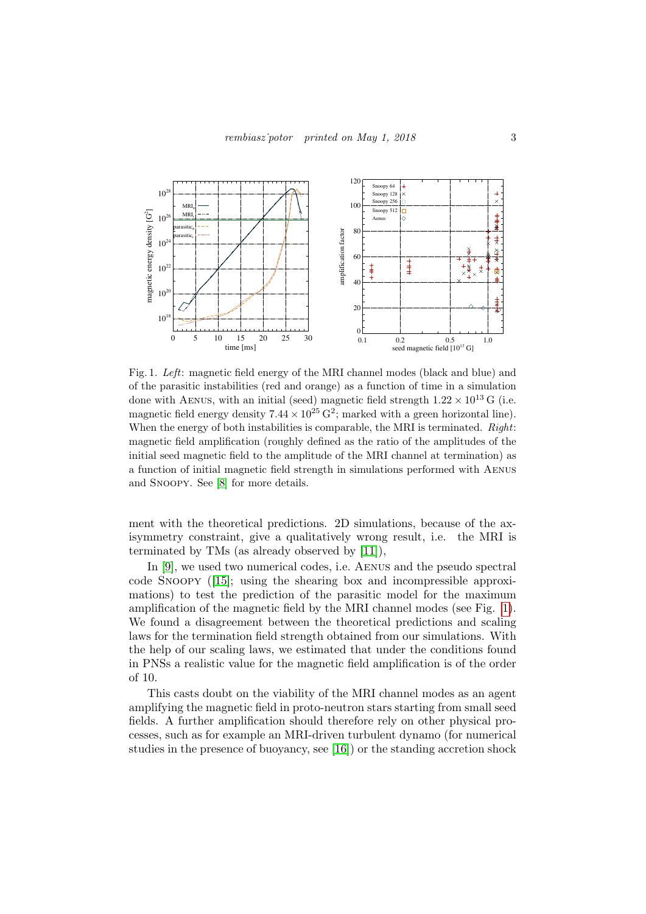Fig. 1. *Left*: magnetic field energy of the MRI channel modes (black and blue) and of the parasitic instabilities (red and orange) as a function of time in a simulation done with Aenus, with an initial (seed) magnetic field strength $1.22 \times 10^{13}$ G (i.e. magnetic field energy density $7.44 \times 10^{25}\,\mathrm{G}^2$; marked with a green horizontal line). When the energy of both instabilities is comparable, the MRI is terminated. *Right*: magnetic field amplification (roughly defined as the ratio of the amplitudes of the initial seed magnetic field to the amplitude of the MRI channel at termination) as a function of initial magnetic field strength in simulations performed with Aenus and Snoopy. See [8] for more details.

ment with the theoretical predictions. 2D simulations, because of the axisymmetry constraint, give a qualitatively wrong result, i.e. the MRI is terminated by TMs (as already observed by [11]),

In [9], we used two numerical codes, i.e. Aenus and the pseudo spectral code Snoopy ([15]; using the shearing box and incompressible approximations) to test the prediction of the parasitic model for the maximum amplification of the magnetic field by the MRI channel modes (see Fig. 1). We found a disagreement between the theoretical predictions and scaling laws for the termination field strength obtained from our simulations. With the help of our scaling laws, we estimated that under the conditions found in PNSs a realistic value for the magnetic field amplification is of the order of 10.

This casts doubt on the viability of the MRI channel modes as an agent amplifying the magnetic field in proto-neutron stars starting from small seed fields. A further amplification should therefore rely on other physical processes, such as for example an MRI-driven turbulent dynamo (for numerical studies in the presence of buoyancy, see [16]) or the standing accretion shock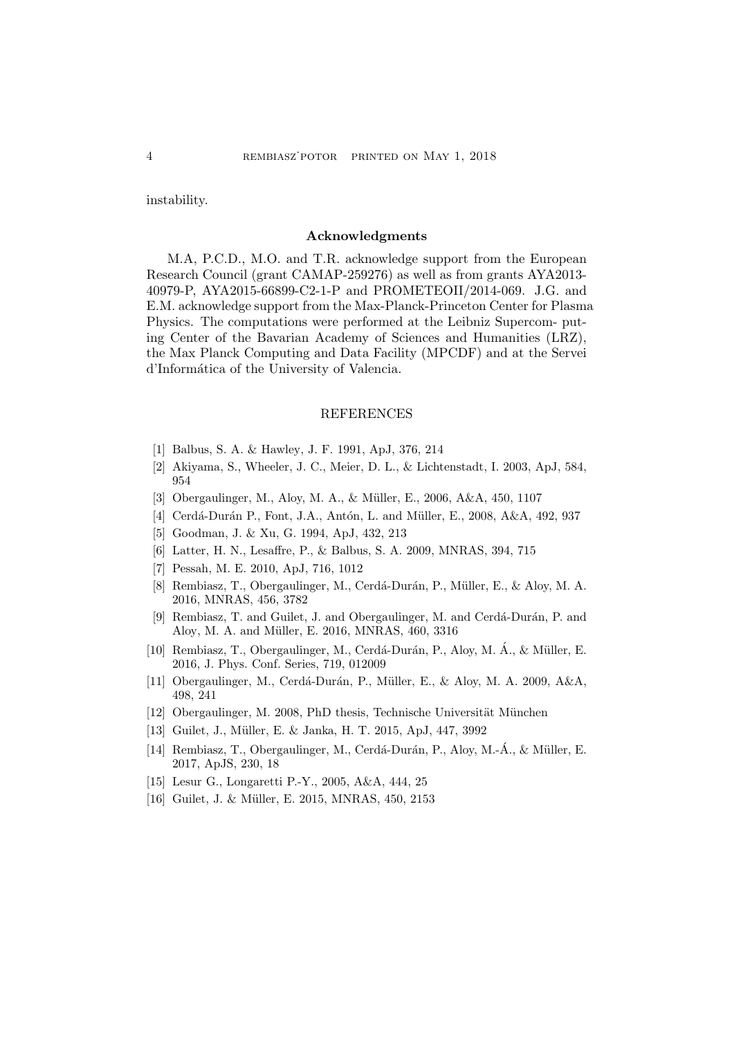instability.

### Acknowledgments

M.A, P.C.D., M.O. and T.R. acknowledge support from the European Research Council (grant CAMAP-259276) as well as from grants AYA2013-40979-P, AYA2015-66899-C2-1-P and PROMETEOII/2014-069. J.G. and E.M. acknowledge support from the Max-Planck-Princeton Center for Plasma Physics. The computations were performed at the Leibniz Supercom- puting Center of the Bavarian Academy of Sciences and Humanities (LRZ), the Max Planck Computing and Data Facility (MPCDF) and at the Servei d'Informática of the University of Valencia.

### REFERENCES

[1] Balbus, S. A. & Hawley, J. F. 1991, ApJ, 376, 214

[2] Akiyama, S., Wheeler, J. C., Meier, D. L., & Lichtenstadt, I. 2003, ApJ, 584, 954

[3] Obergaulinger, M., Aloy, M. A., & Müller, E., 2006, A&A, 450, 1107

[4] Cerdá-Durán P., Font, J.A., Antón, L. and Müller, E., 2008, A&A, 492, 937

[5] Goodman, J. & Xu, G. 1994, ApJ, 432, 213

[6] Latter, H. N., Lesaffre, P., & Balbus, S. A. 2009, MNRAS, 394, 715

[7] Pessah, M. E. 2010, ApJ, 716, 1012

[8] Rembiasz, T., Obergaulinger, M., Cerdá-Durán, P., Müller, E., & Aloy, M. A. 2016, MNRAS, 456, 3782

[9] Rembiasz, T. and Guilet, J. and Obergaulinger, M. and Cerdá-Durán, P. and Aloy, M. A. and Müller, E. 2016, MNRAS, 460, 3316

[10] Rembiasz, T., Obergaulinger, M., Cerdá-Durán, P., Aloy, M. Á., & Müller, E. 2016, J. Phys. Conf. Series, 719, 012009

[11] Obergaulinger, M., Cerdá-Durán, P., Müller, E., & Aloy, M. A. 2009, A&A, 498, 241

[12] Obergaulinger, M. 2008, PhD thesis, Technische Universität München

[13] Guilet, J., Müller, E. & Janka, H. T. 2015, ApJ, 447, 3992

[14] Rembiasz, T., Obergaulinger, M., Cerdá-Durán, P., Aloy, M.-Á., & Müller, E. 2017, ApJS, 230, 18

[15] Lesur G., Longaretti P.-Y., 2005, A&A, 444, 25

[16] Guilet, J. & Müller, E. 2015, MNRAS, 450, 2153